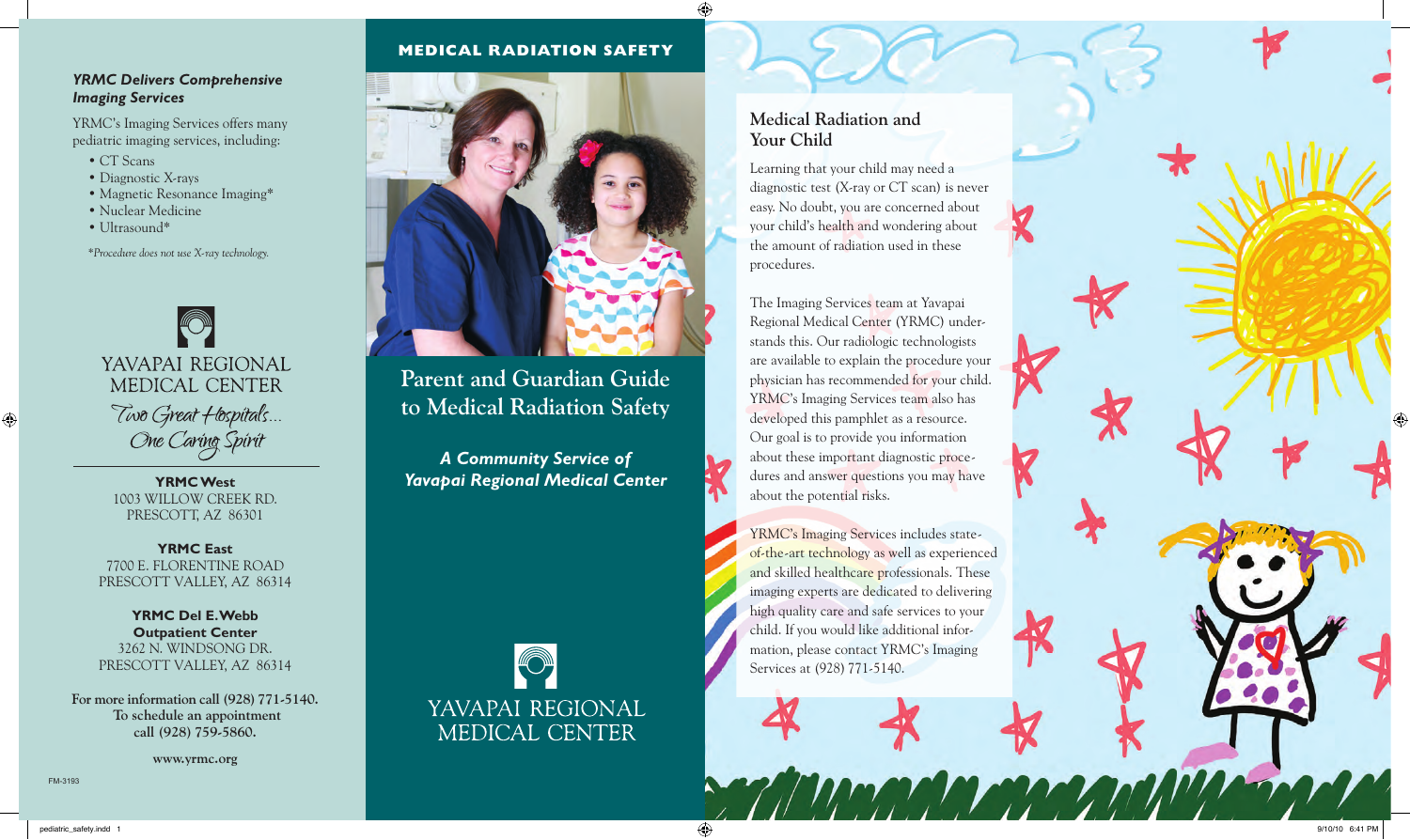### *YRMC Delivers Comprehensive Imaging Services*

YRMC's Imaging Services offers many pediatric imaging services, including:

- CT Scans
- Diagnostic X-rays
- Magnetic Resonance Imaging*
- Nuclear Medicine
- Ultrasound*

*\*Procedure does not use X-ray technology.*

YAVAPAI REGIONAL MEDICAL CENTER

*Two Great Hospitals... One Caring Spirit*

**YRMC West**
1003 WILLOW CREEK RD.
PRESCOTT, AZ 86301

**YRMC East**
7700 E. FLORENTINE ROAD
PRESCOTT VALLEY, AZ 86314

**YRMC Del E. Webb Outpatient Center**
3262 N. WINDSONG DR.
PRESCOTT VALLEY, AZ 86314

**For more information call (928) 771-5140. To schedule an appointment call (928) 759-5860.**

**www.yrmc.org**

FM-3193

**MEDICAL RADIATION SAFETY**

# Parent and Guardian Guide to Medical Radiation Safety

***A Community Service of Yavapai Regional Medical Center***

YAVAPAI REGIONAL MEDICAL CENTER

## Medical Radiation and Your Child

Learning that your child may need a diagnostic test (X-ray or CT scan) is never easy. No doubt, you are concerned about your child's health and wondering about the amount of radiation used in these procedures.

The Imaging Services team at Yavapai Regional Medical Center (YRMC) understands this. Our radiologic technologists are available to explain the procedure your physician has recommended for your child. YRMC's Imaging Services team also has developed this pamphlet as a resource. Our goal is to provide you information about these important diagnostic procedures and answer questions you may have about the potential risks.

YRMC's Imaging Services includes state-of-the-art technology as well as experienced and skilled healthcare professionals. These imaging experts are dedicated to delivering high quality care and safe services to your child. If you would like additional information, please contact YRMC's Imaging Services at (928) 771-5140.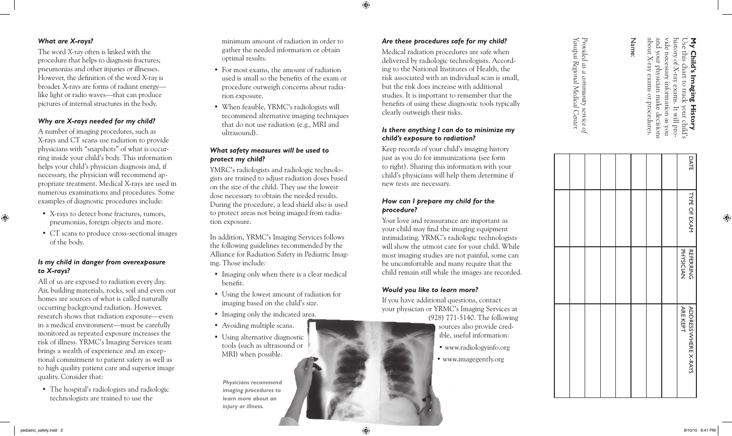### *What are X-rays?*

The word *X-ray* often is linked with the procedure that helps to diagnosis fractures, pneumonias and other injuries or illnesses. However, the definition of the word X-ray is broader. X-rays are forms of radiant energy—like light or radio waves—that can produce pictures of internal structures in the body.

### *Why are X-rays needed for my child?*

A number of imaging procedures, such as X-rays and CT scans use radiation to provide physicians with "snapshots" of what is occurring inside your child's body. This information helps your child's physician diagnosis and, if necessary, the physician will recommend appropriate treatment. Medical X-rays are used in numerous examinations and procedures. Some examples of diagnostic procedures include:

- X-rays to detect bone fractures, tumors, pneumonias, foreign objects and more.
- CT scans to produce cross-sectional images of the body.

### *Is my child in danger from overexposure to X-rays?*

All of us are exposed to radiation every day. Air, building materials, rocks, soil and even our homes are sources of what is called naturally occurring background radiation. However, research shows that radiation exposure—even in a medical environment—must be carefully monitored as repeated exposure increases the risk of illness. YRMC's Imaging Services team brings a wealth of experience and an exceptional commitment to patient safety as well as to high quality patient care and superior image quality. Consider that:

- The hospital's radiologists and radiologic technologists are trained to use the minimum amount of radiation in order to gather the needed information or obtain optimal results.
- For most exams, the amount of radiation used is small so the benefits of the exam or procedure outweigh concerns about radiation exposure.
- When feasible, YRMC's radiologists will recommend alternative imaging techniques that do not use radiation (e.g., MRI and ultrasound).

### *What safety measures will be used to protect my child?*

YMRC's radiologists and radiologic technologists are trained to adjust radiation doses based on the size of the child. They use the lowest dose necessary to obtain the needed results. During the procedure, a lead shield also is used to protect areas not being imaged from radiation exposure.

In addition, YRMC's Imaging Services follows the following guidelines recommended by the Alliance for Radiation Safety in Pediatric Imaging. Those include:

- Imaging only when there is a clear medical benefit.
- Using the lowest amount of radiation for imaging based on the child's size.
- Imaging only the indicated area.
- Avoiding multiple scans.
- Using alternative diagnostic tools (such as ultrasound or MRI) when possible.

***Physicians recommend imaging procedures to learn more about an injury or illness.***

### *Are these procedures safe for my child?*

Medical radiation procedures are safe when delivered by radiologic technologists. According to the National Institutes of Health, the risk associated with an individual scan is small, but the risk does increase with additional studies. It is important to remember that the benefits of using these diagnostic tools typically clearly outweigh their risks.

### *Is there anything I can do to minimize my child's exposure to radiation?*

Keep records of your child's imaging history just as you do for immunizations (see form to right). Sharing this information with your child's physicians will help them determine if new tests are necessary.

### *How can I prepare my child for the procedure?*

Your love and reassurance are important as your child may find the imaging equipment intimidating. YRMC's radiologic technologists will show the utmost care for your child. While most imaging studies are not painful, some can be uncomfortable and many require that the child remain still while the images are recorded.

### *Would you like to learn more?*

If you have additional questions, contact your physician or YRMC's Imaging Services at (928) 771-5140. The following sources also provide credible, useful information:

- www.radiologyinfo.org
- www.imagegently.org

## My Child's Imaging History

Use this chart to track your child's history of X-ray exams. It will provide necessary information as you and your physician make decisions about X-ray exams or procedures.

Name:

| DATE | TYPE OF EXAM | REFERRING PHYSICIAN | ADDRESS WHERE X-RAYS ARE KEPT |
|---|---|---|---|
| | | | |
| | | | |
| | | | |
| | | | |
| | | | |
| | | | |
| | | | |
| | | | |

*Provided as a community service of Yavapai Regional Medical Center*